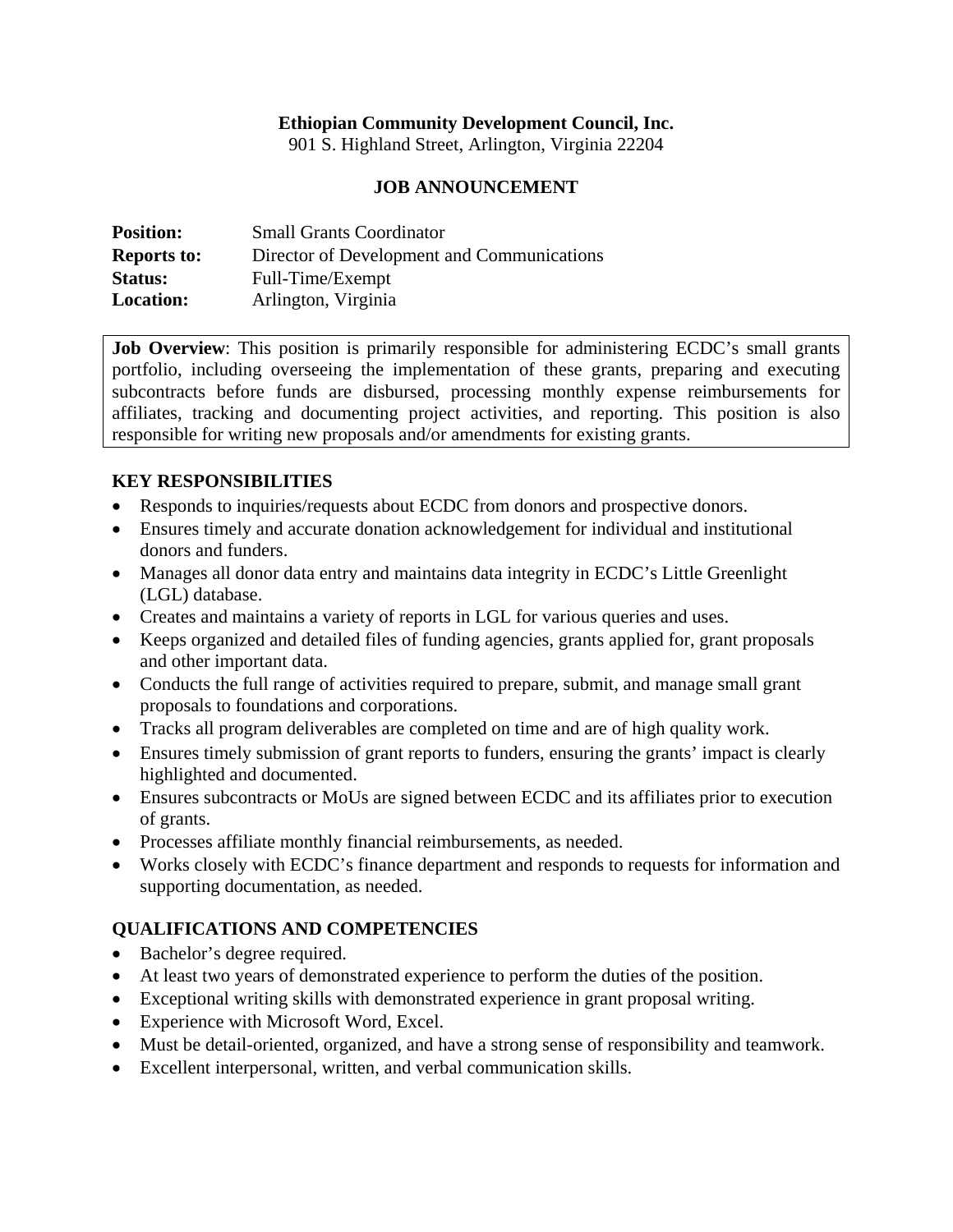**Ethiopian Community Development Council, Inc.**
901 S. Highland Street, Arlington, Virginia 22204

# JOB ANNOUNCEMENT

**Position:** Small Grants Coordinator
**Reports to:** Director of Development and Communications
**Status:** Full-Time/Exempt
**Location:** Arlington, Virginia

**Job Overview**: This position is primarily responsible for administering ECDC's small grants portfolio, including overseeing the implementation of these grants, preparing and executing subcontracts before funds are disbursed, processing monthly expense reimbursements for affiliates, tracking and documenting project activities, and reporting. This position is also responsible for writing new proposals and/or amendments for existing grants.

## KEY RESPONSIBILITIES

- Responds to inquiries/requests about ECDC from donors and prospective donors.
- Ensures timely and accurate donation acknowledgement for individual and institutional donors and funders.
- Manages all donor data entry and maintains data integrity in ECDC's Little Greenlight (LGL) database.
- Creates and maintains a variety of reports in LGL for various queries and uses.
- Keeps organized and detailed files of funding agencies, grants applied for, grant proposals and other important data.
- Conducts the full range of activities required to prepare, submit, and manage small grant proposals to foundations and corporations.
- Tracks all program deliverables are completed on time and are of high quality work.
- Ensures timely submission of grant reports to funders, ensuring the grants' impact is clearly highlighted and documented.
- Ensures subcontracts or MoUs are signed between ECDC and its affiliates prior to execution of grants.
- Processes affiliate monthly financial reimbursements, as needed.
- Works closely with ECDC's finance department and responds to requests for information and supporting documentation, as needed.

## QUALIFICATIONS AND COMPETENCIES

- Bachelor's degree required.
- At least two years of demonstrated experience to perform the duties of the position.
- Exceptional writing skills with demonstrated experience in grant proposal writing.
- Experience with Microsoft Word, Excel.
- Must be detail-oriented, organized, and have a strong sense of responsibility and teamwork.
- Excellent interpersonal, written, and verbal communication skills.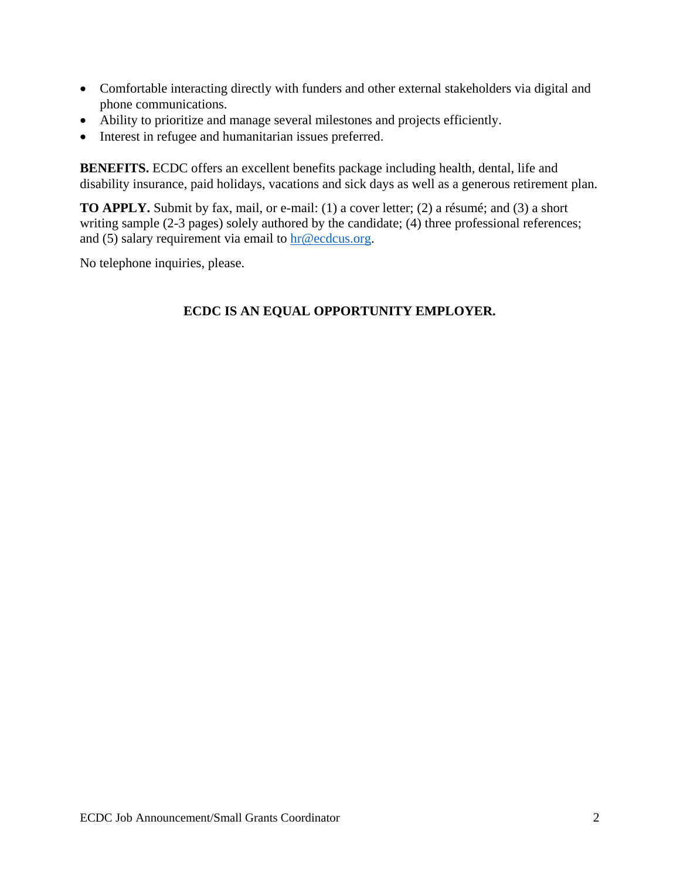- Comfortable interacting directly with funders and other external stakeholders via digital and phone communications.
- Ability to prioritize and manage several milestones and projects efficiently.
- Interest in refugee and humanitarian issues preferred.

**BENEFITS.** ECDC offers an excellent benefits package including health, dental, life and disability insurance, paid holidays, vacations and sick days as well as a generous retirement plan.

**TO APPLY.** Submit by fax, mail, or e-mail: (1) a cover letter; (2) a résumé; and (3) a short writing sample (2-3 pages) solely authored by the candidate; (4) three professional references; and (5) salary requirement via email to hr@ecdcus.org.

No telephone inquiries, please.

**ECDC IS AN EQUAL OPPORTUNITY EMPLOYER.**